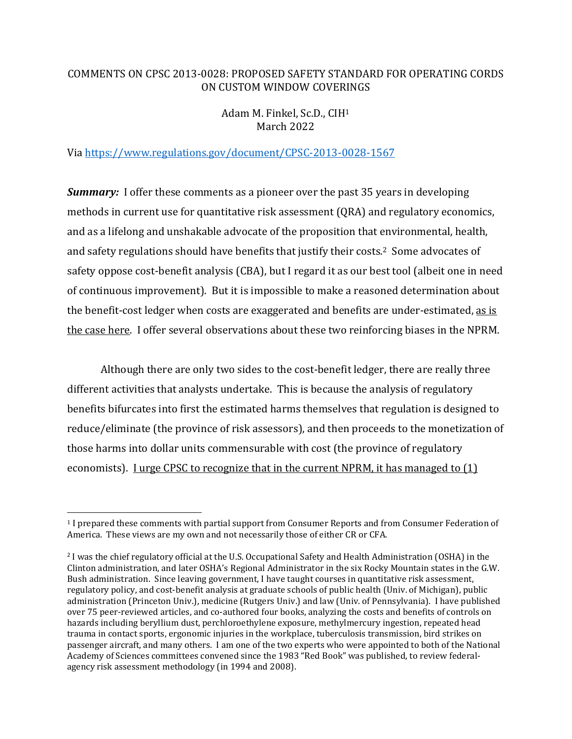# COMMENTS ON CPSC 2013-0028: PROPOSED SAFETY STANDARD FOR OPERATING CORDS ON CUSTOM WINDOW COVERINGS

Adam M. Finkel, Sc.D., CIH[1]
March 2022

Via https://www.regulations.gov/document/CPSC-2013-0028-1567

***Summary:*** I offer these comments as a pioneer over the past 35 years in developing methods in current use for quantitative risk assessment (QRA) and regulatory economics, and as a lifelong and unshakable advocate of the proposition that environmental, health, and safety regulations should have benefits that justify their costs.[2] Some advocates of safety oppose cost-benefit analysis (CBA), but I regard it as our best tool (albeit one in need of continuous improvement). But it is impossible to make a reasoned determination about the benefit-cost ledger when costs are exaggerated and benefits are under-estimated, <u>as is the case here</u>. I offer several observations about these two reinforcing biases in the NPRM.

Although there are only two sides to the cost-benefit ledger, there are really three different activities that analysts undertake. This is because the analysis of regulatory benefits bifurcates into first the estimated harms themselves that regulation is designed to reduce/eliminate (the province of risk assessors), and then proceeds to the monetization of those harms into dollar units commensurable with cost (the province of regulatory economists). <u>I urge CPSC to recognize that in the current NPRM, it has managed to (1)</u>

---

[1] I prepared these comments with partial support from Consumer Reports and from Consumer Federation of America. These views are my own and not necessarily those of either CR or CFA.

[2] I was the chief regulatory official at the U.S. Occupational Safety and Health Administration (OSHA) in the Clinton administration, and later OSHA's Regional Administrator in the six Rocky Mountain states in the G.W. Bush administration. Since leaving government, I have taught courses in quantitative risk assessment, regulatory policy, and cost-benefit analysis at graduate schools of public health (Univ. of Michigan), public administration (Princeton Univ.), medicine (Rutgers Univ.) and law (Univ. of Pennsylvania). I have published over 75 peer-reviewed articles, and co-authored four books, analyzing the costs and benefits of controls on hazards including beryllium dust, perchloroethylene exposure, methylmercury ingestion, repeated head trauma in contact sports, ergonomic injuries in the workplace, tuberculosis transmission, bird strikes on passenger aircraft, and many others. I am one of the two experts who were appointed to both of the National Academy of Sciences committees convened since the 1983 "Red Book" was published, to review federal-agency risk assessment methodology (in 1994 and 2008).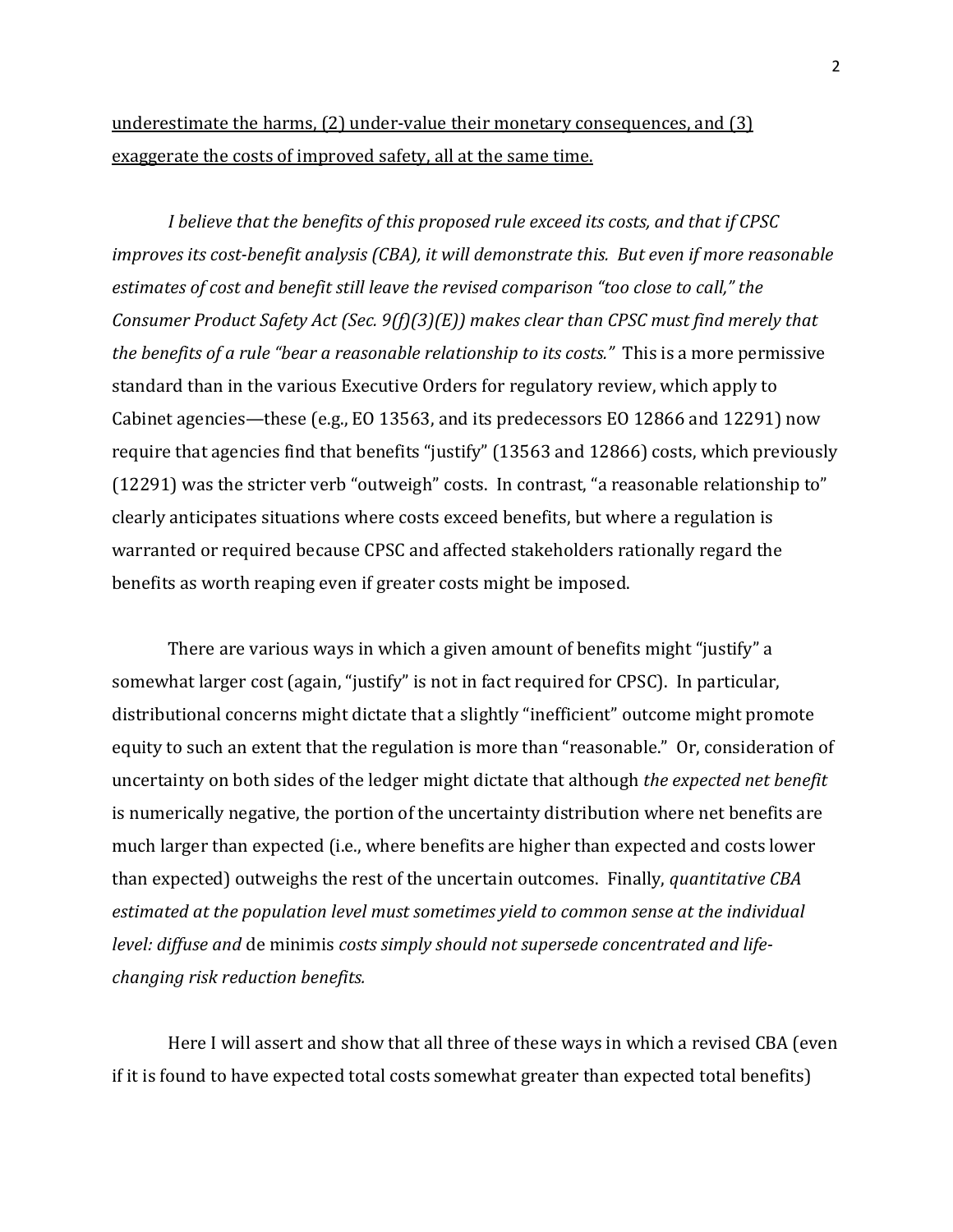<u>underestimate the harms, (2) under-value their monetary consequences, and (3) exaggerate the costs of improved safety, all at the same time.</u>

*I believe that the benefits of this proposed rule exceed its costs, and that if CPSC improves its cost-benefit analysis (CBA), it will demonstrate this. But even if more reasonable estimates of cost and benefit still leave the revised comparison "too close to call," the Consumer Product Safety Act (Sec. 9(f)(3)(E)) makes clear than CPSC must find merely that the benefits of a rule "bear a reasonable relationship to its costs."* This is a more permissive standard than in the various Executive Orders for regulatory review, which apply to Cabinet agencies—these (e.g., EO 13563, and its predecessors EO 12866 and 12291) now require that agencies find that benefits "justify" (13563 and 12866) costs, which previously (12291) was the stricter verb "outweigh" costs. In contrast, "a reasonable relationship to" clearly anticipates situations where costs exceed benefits, but where a regulation is warranted or required because CPSC and affected stakeholders rationally regard the benefits as worth reaping even if greater costs might be imposed.

There are various ways in which a given amount of benefits might "justify" a somewhat larger cost (again, "justify" is not in fact required for CPSC). In particular, distributional concerns might dictate that a slightly "inefficient" outcome might promote equity to such an extent that the regulation is more than "reasonable." Or, consideration of uncertainty on both sides of the ledger might dictate that although *the expected net benefit* is numerically negative, the portion of the uncertainty distribution where net benefits are much larger than expected (i.e., where benefits are higher than expected and costs lower than expected) outweighs the rest of the uncertain outcomes. Finally, *quantitative CBA estimated at the population level must sometimes yield to common sense at the individual level: diffuse and* de minimis *costs simply should not supersede concentrated and life-changing risk reduction benefits.*

Here I will assert and show that all three of these ways in which a revised CBA (even if it is found to have expected total costs somewhat greater than expected total benefits)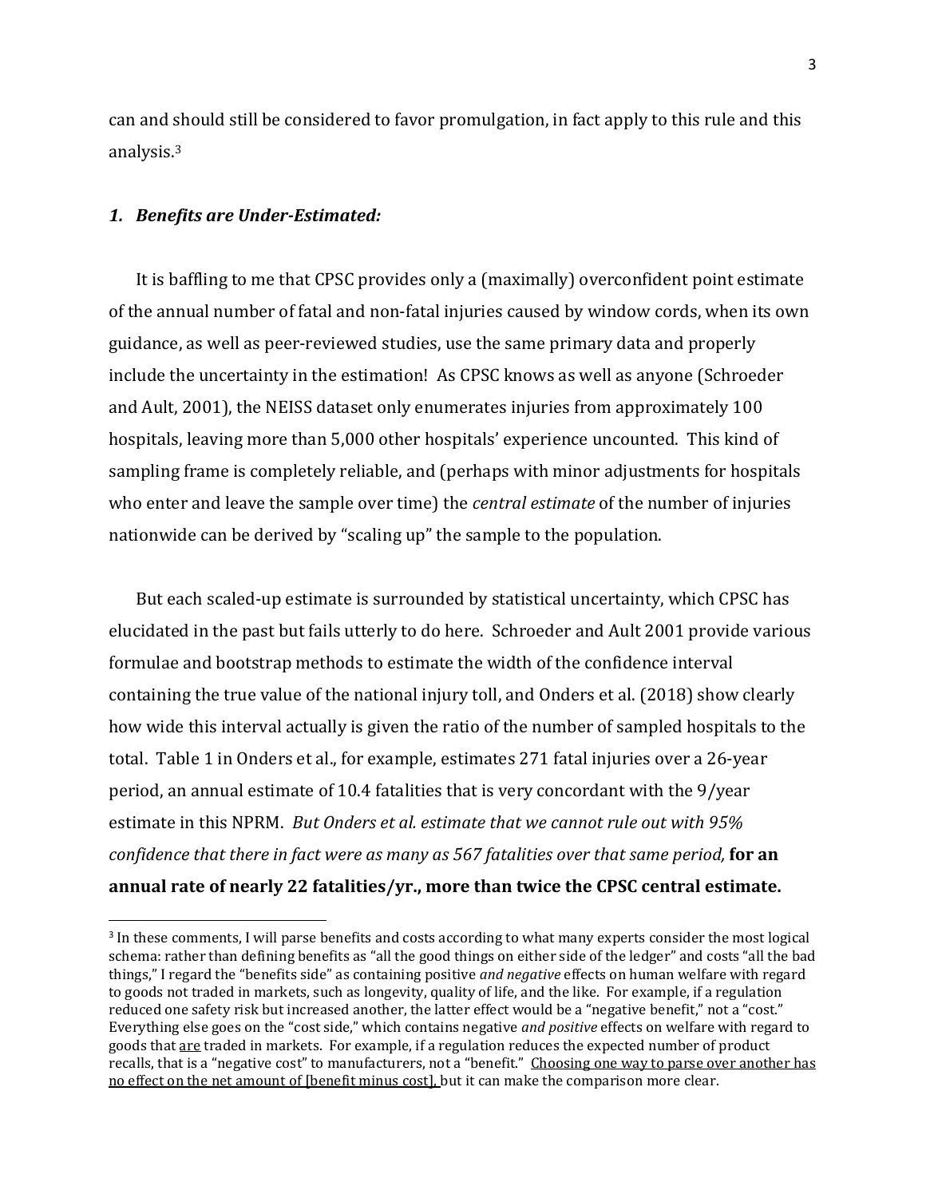can and should still be considered to favor promulgation, in fact apply to this rule and this analysis.[3]

### *1. Benefits are Under-Estimated:*

It is baffling to me that CPSC provides only a (maximally) overconfident point estimate of the annual number of fatal and non-fatal injuries caused by window cords, when its own guidance, as well as peer-reviewed studies, use the same primary data and properly include the uncertainty in the estimation! As CPSC knows as well as anyone (Schroeder and Ault, 2001), the NEISS dataset only enumerates injuries from approximately 100 hospitals, leaving more than 5,000 other hospitals' experience uncounted. This kind of sampling frame is completely reliable, and (perhaps with minor adjustments for hospitals who enter and leave the sample over time) the *central estimate* of the number of injuries nationwide can be derived by "scaling up" the sample to the population.

But each scaled-up estimate is surrounded by statistical uncertainty, which CPSC has elucidated in the past but fails utterly to do here. Schroeder and Ault 2001 provide various formulae and bootstrap methods to estimate the width of the confidence interval containing the true value of the national injury toll, and Onders et al. (2018) show clearly how wide this interval actually is given the ratio of the number of sampled hospitals to the total. Table 1 in Onders et al., for example, estimates 271 fatal injuries over a 26-year period, an annual estimate of 10.4 fatalities that is very concordant with the 9/year estimate in this NPRM. *But Onders et al. estimate that we cannot rule out with 95% confidence that there in fact were as many as 567 fatalities over that same period,* **for an annual rate of nearly 22 fatalities/yr., more than twice the CPSC central estimate.**

---

[3] In these comments, I will parse benefits and costs according to what many experts consider the most logical schema: rather than defining benefits as "all the good things on either side of the ledger" and costs "all the bad things," I regard the "benefits side" as containing positive *and negative* effects on human welfare with regard to goods not traded in markets, such as longevity, quality of life, and the like. For example, if a regulation reduced one safety risk but increased another, the latter effect would be a "negative benefit," not a "cost." Everything else goes on the "cost side," which contains negative *and positive* effects on welfare with regard to goods that <u>are</u> traded in markets. For example, if a regulation reduces the expected number of product recalls, that is a "negative cost" to manufacturers, not a "benefit." <u>Choosing one way to parse over another has no effect on the net amount of [benefit minus cost],</u> but it can make the comparison more clear.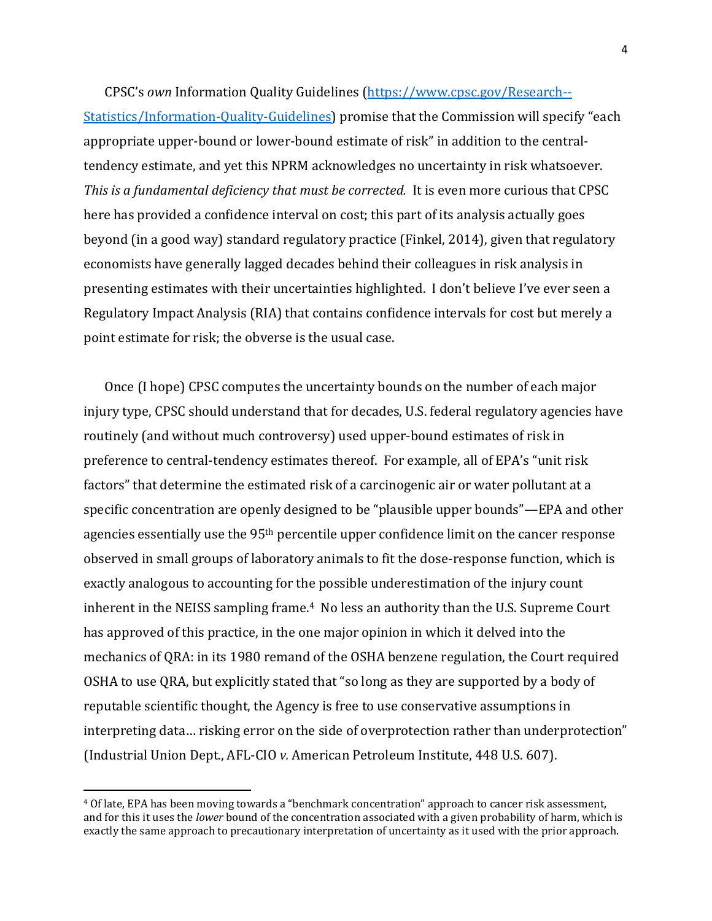CPSC's *own* Information Quality Guidelines ([https://www.cpsc.gov/Research--Statistics/Information-Quality-Guidelines](https://www.cpsc.gov/Research--Statistics/Information-Quality-Guidelines)) promise that the Commission will specify "each appropriate upper-bound or lower-bound estimate of risk" in addition to the central-tendency estimate, and yet this NPRM acknowledges no uncertainty in risk whatsoever. *This is a fundamental deficiency that must be corrected.* It is even more curious that CPSC here has provided a confidence interval on cost; this part of its analysis actually goes beyond (in a good way) standard regulatory practice (Finkel, 2014), given that regulatory economists have generally lagged decades behind their colleagues in risk analysis in presenting estimates with their uncertainties highlighted. I don't believe I've ever seen a Regulatory Impact Analysis (RIA) that contains confidence intervals for cost but merely a point estimate for risk; the obverse is the usual case.

Once (I hope) CPSC computes the uncertainty bounds on the number of each major injury type, CPSC should understand that for decades, U.S. federal regulatory agencies have routinely (and without much controversy) used upper-bound estimates of risk in preference to central-tendency estimates thereof. For example, all of EPA's "unit risk factors" that determine the estimated risk of a carcinogenic air or water pollutant at a specific concentration are openly designed to be "plausible upper bounds"—EPA and other agencies essentially use the 95th percentile upper confidence limit on the cancer response observed in small groups of laboratory animals to fit the dose-response function, which is exactly analogous to accounting for the possible underestimation of the injury count inherent in the NEISS sampling frame.[4] No less an authority than the U.S. Supreme Court has approved of this practice, in the one major opinion in which it delved into the mechanics of QRA: in its 1980 remand of the OSHA benzene regulation, the Court required OSHA to use QRA, but explicitly stated that "so long as they are supported by a body of reputable scientific thought, the Agency is free to use conservative assumptions in interpreting data… risking error on the side of overprotection rather than underprotection" (Industrial Union Dept., AFL-CIO *v.* American Petroleum Institute, 448 U.S. 607).

---

[4] Of late, EPA has been moving towards a "benchmark concentration" approach to cancer risk assessment, and for this it uses the *lower* bound of the concentration associated with a given probability of harm, which is exactly the same approach to precautionary interpretation of uncertainty as it used with the prior approach.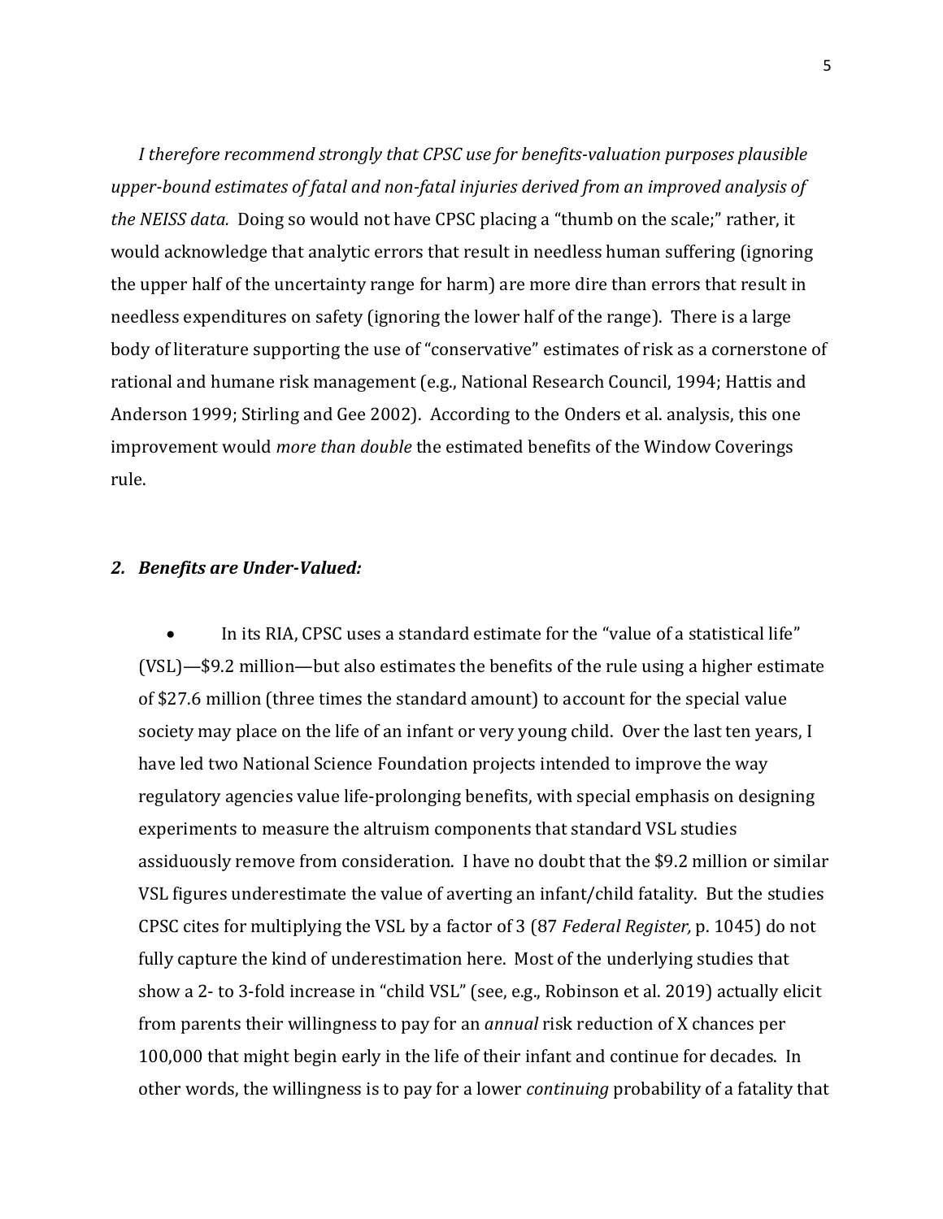*I therefore recommend strongly that CPSC use for benefits-valuation purposes plausible upper-bound estimates of fatal and non-fatal injuries derived from an improved analysis of the NEISS data.* Doing so would not have CPSC placing a "thumb on the scale;" rather, it would acknowledge that analytic errors that result in needless human suffering (ignoring the upper half of the uncertainty range for harm) are more dire than errors that result in needless expenditures on safety (ignoring the lower half of the range). There is a large body of literature supporting the use of "conservative" estimates of risk as a cornerstone of rational and humane risk management (e.g., National Research Council, 1994; Hattis and Anderson 1999; Stirling and Gee 2002). According to the Onders et al. analysis, this one improvement would *more than double* the estimated benefits of the Window Coverings rule.

## *2. Benefits are Under-Valued:*

- In its RIA, CPSC uses a standard estimate for the "value of a statistical life" (VSL)—$9.2 million—but also estimates the benefits of the rule using a higher estimate of $27.6 million (three times the standard amount) to account for the special value society may place on the life of an infant or very young child. Over the last ten years, I have led two National Science Foundation projects intended to improve the way regulatory agencies value life-prolonging benefits, with special emphasis on designing experiments to measure the altruism components that standard VSL studies assiduously remove from consideration. I have no doubt that the $9.2 million or similar VSL figures underestimate the value of averting an infant/child fatality. But the studies CPSC cites for multiplying the VSL by a factor of 3 (87 *Federal Register,* p. 1045) do not fully capture the kind of underestimation here. Most of the underlying studies that show a 2- to 3-fold increase in "child VSL" (see, e.g., Robinson et al. 2019) actually elicit from parents their willingness to pay for an *annual* risk reduction of X chances per 100,000 that might begin early in the life of their infant and continue for decades. In other words, the willingness is to pay for a lower *continuing* probability of a fatality that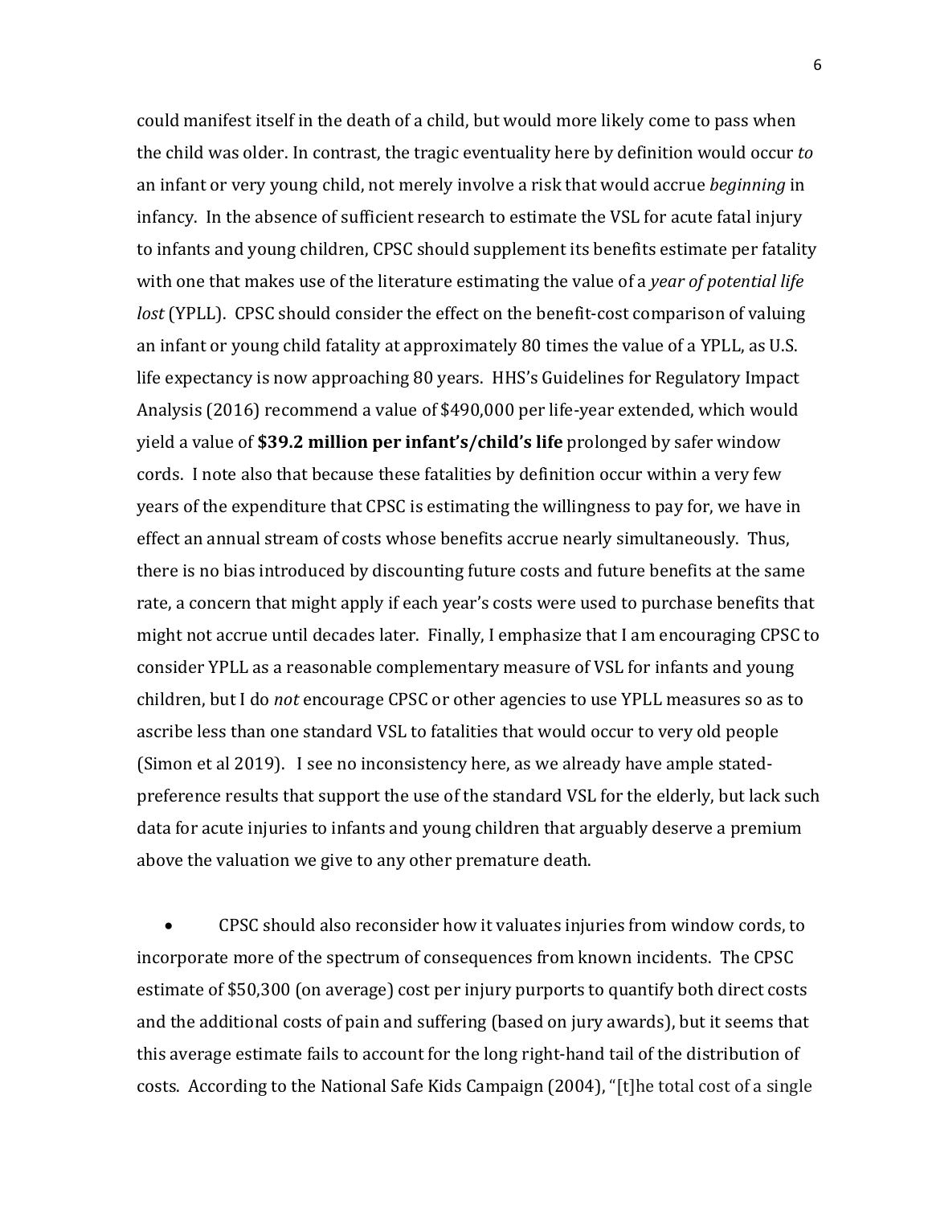could manifest itself in the death of a child, but would more likely come to pass when the child was older. In contrast, the tragic eventuality here by definition would occur *to* an infant or very young child, not merely involve a risk that would accrue *beginning* in infancy. In the absence of sufficient research to estimate the VSL for acute fatal injury to infants and young children, CPSC should supplement its benefits estimate per fatality with one that makes use of the literature estimating the value of a *year of potential life lost* (YPLL). CPSC should consider the effect on the benefit-cost comparison of valuing an infant or young child fatality at approximately 80 times the value of a YPLL, as U.S. life expectancy is now approaching 80 years. HHS's Guidelines for Regulatory Impact Analysis (2016) recommend a value of $490,000 per life-year extended, which would yield a value of **$39.2 million per infant's/child's life** prolonged by safer window cords. I note also that because these fatalities by definition occur within a very few years of the expenditure that CPSC is estimating the willingness to pay for, we have in effect an annual stream of costs whose benefits accrue nearly simultaneously. Thus, there is no bias introduced by discounting future costs and future benefits at the same rate, a concern that might apply if each year's costs were used to purchase benefits that might not accrue until decades later. Finally, I emphasize that I am encouraging CPSC to consider YPLL as a reasonable complementary measure of VSL for infants and young children, but I do *not* encourage CPSC or other agencies to use YPLL measures so as to ascribe less than one standard VSL to fatalities that would occur to very old people (Simon et al 2019). I see no inconsistency here, as we already have ample stated-preference results that support the use of the standard VSL for the elderly, but lack such data for acute injuries to infants and young children that arguably deserve a premium above the valuation we give to any other premature death.

- CPSC should also reconsider how it valuates injuries from window cords, to incorporate more of the spectrum of consequences from known incidents. The CPSC estimate of $50,300 (on average) cost per injury purports to quantify both direct costs and the additional costs of pain and suffering (based on jury awards), but it seems that this average estimate fails to account for the long right-hand tail of the distribution of costs. According to the National Safe Kids Campaign (2004), "[t]he total cost of a single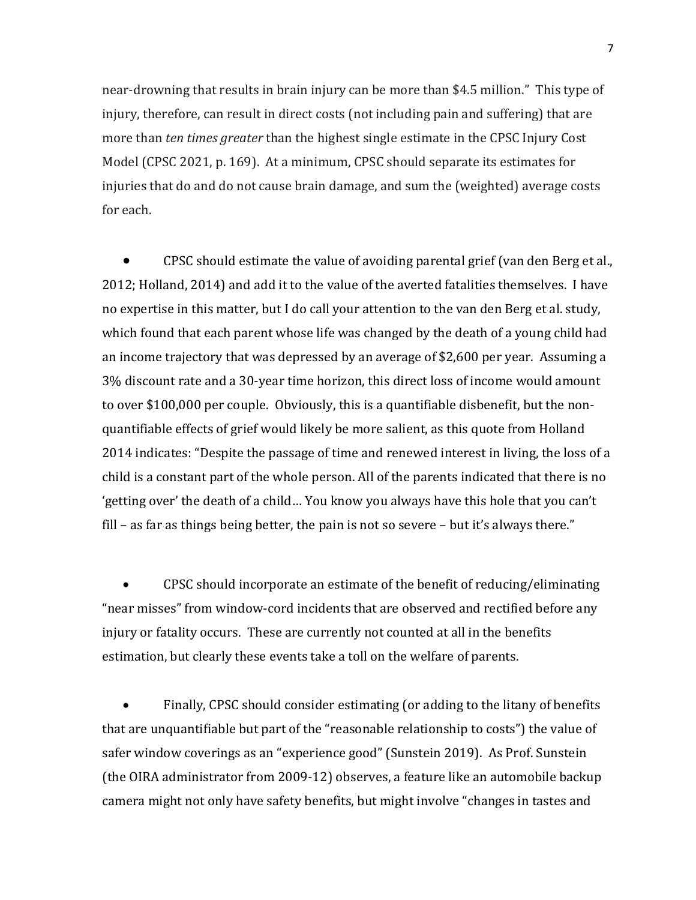near-drowning that results in brain injury can be more than $4.5 million." This type of injury, therefore, can result in direct costs (not including pain and suffering) that are more than *ten times greater* than the highest single estimate in the CPSC Injury Cost Model (CPSC 2021, p. 169). At a minimum, CPSC should separate its estimates for injuries that do and do not cause brain damage, and sum the (weighted) average costs for each.

- CPSC should estimate the value of avoiding parental grief (van den Berg et al., 2012; Holland, 2014) and add it to the value of the averted fatalities themselves. I have no expertise in this matter, but I do call your attention to the van den Berg et al. study, which found that each parent whose life was changed by the death of a young child had an income trajectory that was depressed by an average of $2,600 per year. Assuming a 3% discount rate and a 30-year time horizon, this direct loss of income would amount to over $100,000 per couple. Obviously, this is a quantifiable disbenefit, but the non-quantifiable effects of grief would likely be more salient, as this quote from Holland 2014 indicates: "Despite the passage of time and renewed interest in living, the loss of a child is a constant part of the whole person. All of the parents indicated that there is no 'getting over' the death of a child… You know you always have this hole that you can't fill – as far as things being better, the pain is not so severe – but it's always there."

- CPSC should incorporate an estimate of the benefit of reducing/eliminating "near misses" from window-cord incidents that are observed and rectified before any injury or fatality occurs. These are currently not counted at all in the benefits estimation, but clearly these events take a toll on the welfare of parents.

- Finally, CPSC should consider estimating (or adding to the litany of benefits that are unquantifiable but part of the "reasonable relationship to costs") the value of safer window coverings as an "experience good" (Sunstein 2019). As Prof. Sunstein (the OIRA administrator from 2009-12) observes, a feature like an automobile backup camera might not only have safety benefits, but might involve "changes in tastes and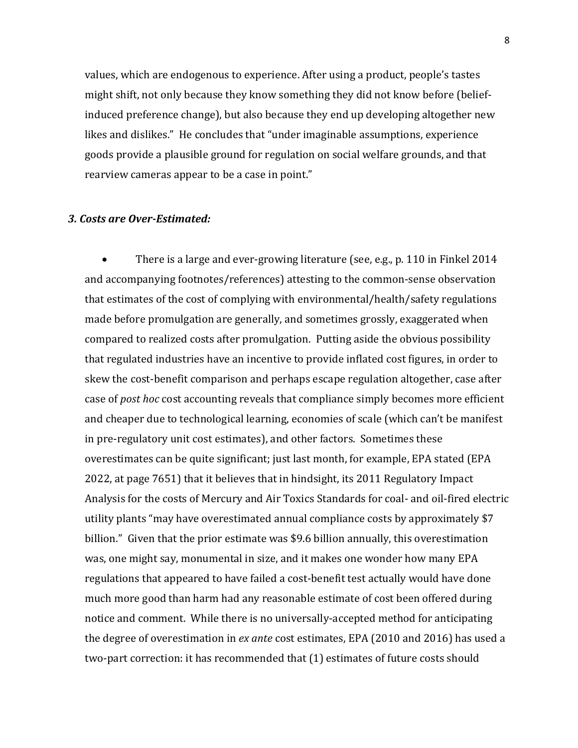values, which are endogenous to experience. After using a product, people's tastes might shift, not only because they know something they did not know before (belief-induced preference change), but also because they end up developing altogether new likes and dislikes." He concludes that "under imaginable assumptions, experience goods provide a plausible ground for regulation on social welfare grounds, and that rearview cameras appear to be a case in point."

### *3. Costs are Over-Estimated:*

- There is a large and ever-growing literature (see, e.g., p. 110 in Finkel 2014 and accompanying footnotes/references) attesting to the common-sense observation that estimates of the cost of complying with environmental/health/safety regulations made before promulgation are generally, and sometimes grossly, exaggerated when compared to realized costs after promulgation. Putting aside the obvious possibility that regulated industries have an incentive to provide inflated cost figures, in order to skew the cost-benefit comparison and perhaps escape regulation altogether, case after case of *post hoc* cost accounting reveals that compliance simply becomes more efficient and cheaper due to technological learning, economies of scale (which can't be manifest in pre-regulatory unit cost estimates), and other factors. Sometimes these overestimates can be quite significant; just last month, for example, EPA stated (EPA 2022, at page 7651) that it believes that in hindsight, its 2011 Regulatory Impact Analysis for the costs of Mercury and Air Toxics Standards for coal- and oil-fired electric utility plants "may have overestimated annual compliance costs by approximately $7 billion." Given that the prior estimate was $9.6 billion annually, this overestimation was, one might say, monumental in size, and it makes one wonder how many EPA regulations that appeared to have failed a cost-benefit test actually would have done much more good than harm had any reasonable estimate of cost been offered during notice and comment. While there is no universally-accepted method for anticipating the degree of overestimation in *ex ante* cost estimates, EPA (2010 and 2016) has used a two-part correction: it has recommended that (1) estimates of future costs should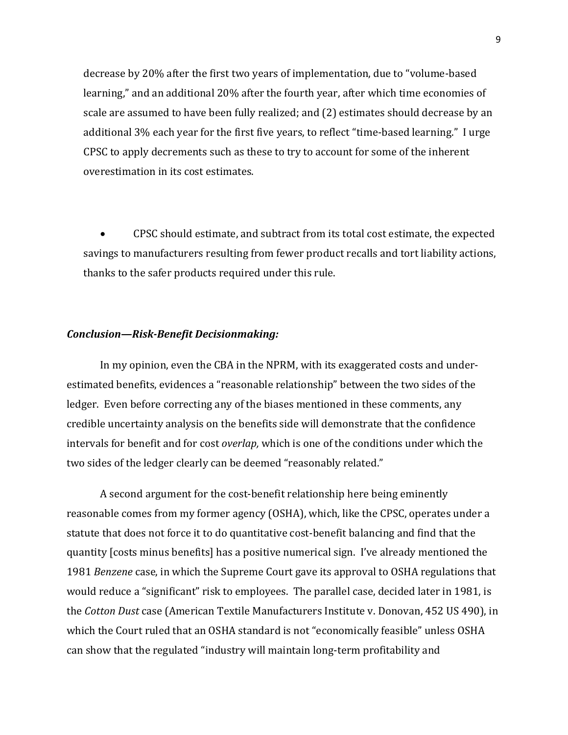decrease by 20% after the first two years of implementation, due to "volume-based learning," and an additional 20% after the fourth year, after which time economies of scale are assumed to have been fully realized; and (2) estimates should decrease by an additional 3% each year for the first five years, to reflect "time-based learning." I urge CPSC to apply decrements such as these to try to account for some of the inherent overestimation in its cost estimates.

- CPSC should estimate, and subtract from its total cost estimate, the expected savings to manufacturers resulting from fewer product recalls and tort liability actions, thanks to the safer products required under this rule.

***Conclusion—Risk-Benefit Decisionmaking:***

In my opinion, even the CBA in the NPRM, with its exaggerated costs and under-estimated benefits, evidences a "reasonable relationship" between the two sides of the ledger. Even before correcting any of the biases mentioned in these comments, any credible uncertainty analysis on the benefits side will demonstrate that the confidence intervals for benefit and for cost *overlap,* which is one of the conditions under which the two sides of the ledger clearly can be deemed "reasonably related."

A second argument for the cost-benefit relationship here being eminently reasonable comes from my former agency (OSHA), which, like the CPSC, operates under a statute that does not force it to do quantitative cost-benefit balancing and find that the quantity [costs minus benefits] has a positive numerical sign. I've already mentioned the 1981 *Benzene* case, in which the Supreme Court gave its approval to OSHA regulations that would reduce a "significant" risk to employees. The parallel case, decided later in 1981, is the *Cotton Dust* case (American Textile Manufacturers Institute v. Donovan, 452 US 490), in which the Court ruled that an OSHA standard is not "economically feasible" unless OSHA can show that the regulated "industry will maintain long-term profitability and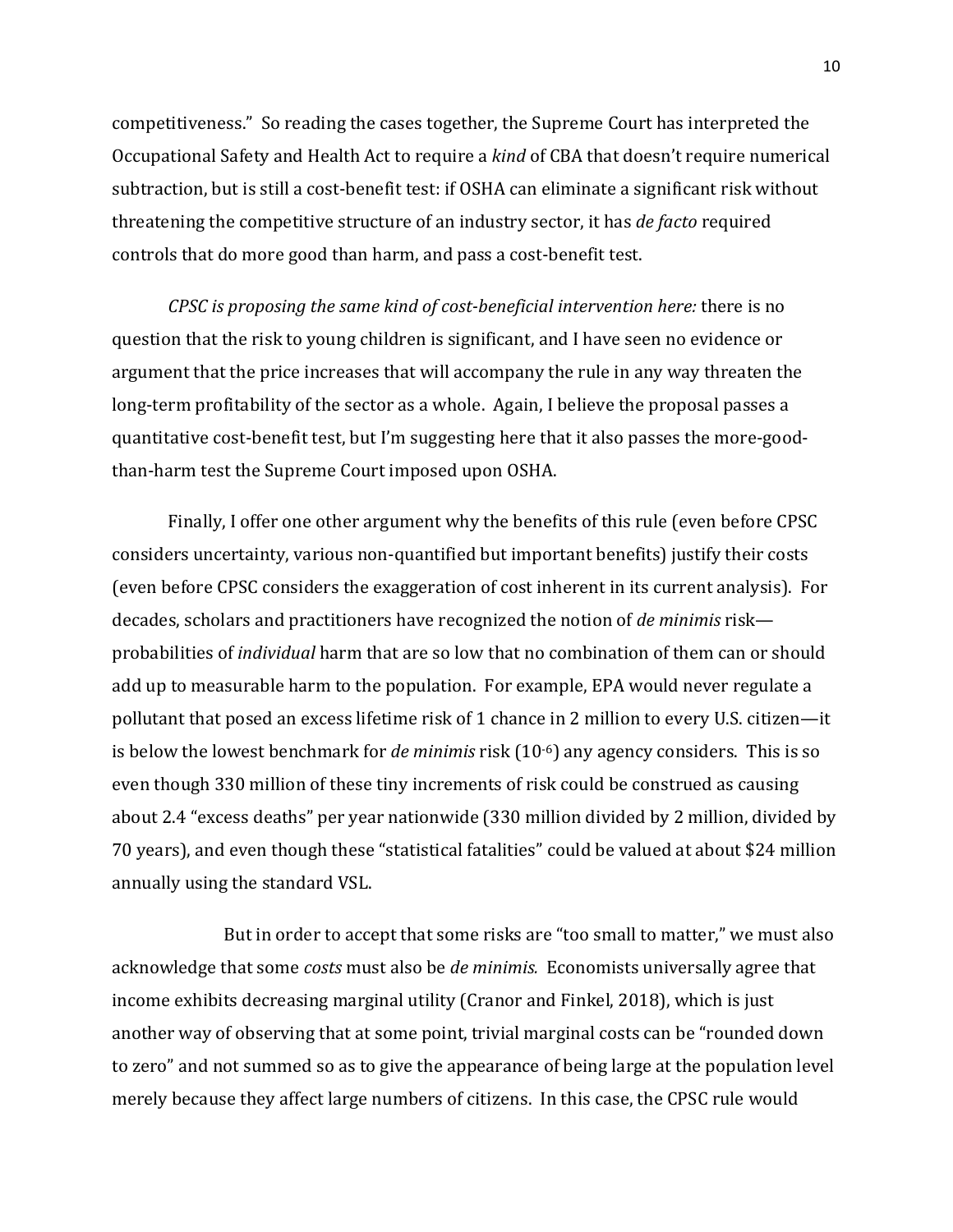competitiveness." So reading the cases together, the Supreme Court has interpreted the Occupational Safety and Health Act to require a *kind* of CBA that doesn't require numerical subtraction, but is still a cost-benefit test: if OSHA can eliminate a significant risk without threatening the competitive structure of an industry sector, it has *de facto* required controls that do more good than harm, and pass a cost-benefit test.

*CPSC is proposing the same kind of cost-beneficial intervention here:* there is no question that the risk to young children is significant, and I have seen no evidence or argument that the price increases that will accompany the rule in any way threaten the long-term profitability of the sector as a whole. Again, I believe the proposal passes a quantitative cost-benefit test, but I'm suggesting here that it also passes the more-good-than-harm test the Supreme Court imposed upon OSHA.

Finally, I offer one other argument why the benefits of this rule (even before CPSC considers uncertainty, various non-quantified but important benefits) justify their costs (even before CPSC considers the exaggeration of cost inherent in its current analysis). For decades, scholars and practitioners have recognized the notion of *de minimis* risk—probabilities of *individual* harm that are so low that no combination of them can or should add up to measurable harm to the population. For example, EPA would never regulate a pollutant that posed an excess lifetime risk of 1 chance in 2 million to every U.S. citizen—it is below the lowest benchmark for *de minimis* risk ($10^{-6}$) any agency considers. This is so even though 330 million of these tiny increments of risk could be construed as causing about 2.4 "excess deaths" per year nationwide (330 million divided by 2 million, divided by 70 years), and even though these "statistical fatalities" could be valued at about $24 million annually using the standard VSL.

But in order to accept that some risks are "too small to matter," we must also acknowledge that some *costs* must also be *de minimis.* Economists universally agree that income exhibits decreasing marginal utility (Cranor and Finkel, 2018), which is just another way of observing that at some point, trivial marginal costs can be "rounded down to zero" and not summed so as to give the appearance of being large at the population level merely because they affect large numbers of citizens. In this case, the CPSC rule would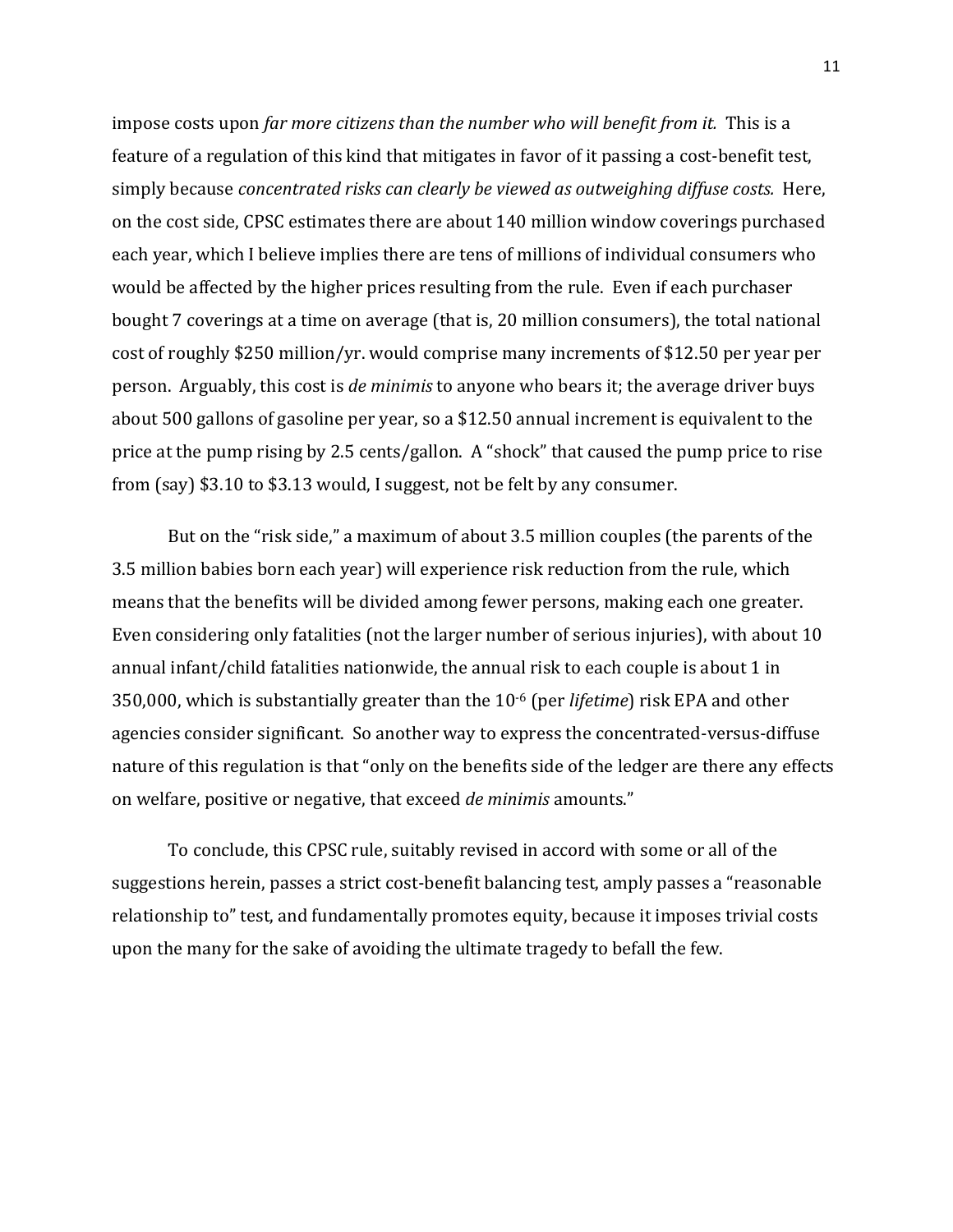impose costs upon *far more citizens than the number who will benefit from it.* This is a feature of a regulation of this kind that mitigates in favor of it passing a cost-benefit test, simply because *concentrated risks can clearly be viewed as outweighing diffuse costs.* Here, on the cost side, CPSC estimates there are about 140 million window coverings purchased each year, which I believe implies there are tens of millions of individual consumers who would be affected by the higher prices resulting from the rule. Even if each purchaser bought 7 coverings at a time on average (that is, 20 million consumers), the total national cost of roughly $250 million/yr. would comprise many increments of $12.50 per year per person. Arguably, this cost is *de minimis* to anyone who bears it; the average driver buys about 500 gallons of gasoline per year, so a $12.50 annual increment is equivalent to the price at the pump rising by 2.5 cents/gallon. A "shock" that caused the pump price to rise from (say) $3.10 to $3.13 would, I suggest, not be felt by any consumer.

But on the "risk side," a maximum of about 3.5 million couples (the parents of the 3.5 million babies born each year) will experience risk reduction from the rule, which means that the benefits will be divided among fewer persons, making each one greater. Even considering only fatalities (not the larger number of serious injuries), with about 10 annual infant/child fatalities nationwide, the annual risk to each couple is about 1 in 350,000, which is substantially greater than the $10^{-6}$ (per *lifetime*) risk EPA and other agencies consider significant. So another way to express the concentrated-versus-diffuse nature of this regulation is that "only on the benefits side of the ledger are there any effects on welfare, positive or negative, that exceed *de minimis* amounts."

To conclude, this CPSC rule, suitably revised in accord with some or all of the suggestions herein, passes a strict cost-benefit balancing test, amply passes a "reasonable relationship to" test, and fundamentally promotes equity, because it imposes trivial costs upon the many for the sake of avoiding the ultimate tragedy to befall the few.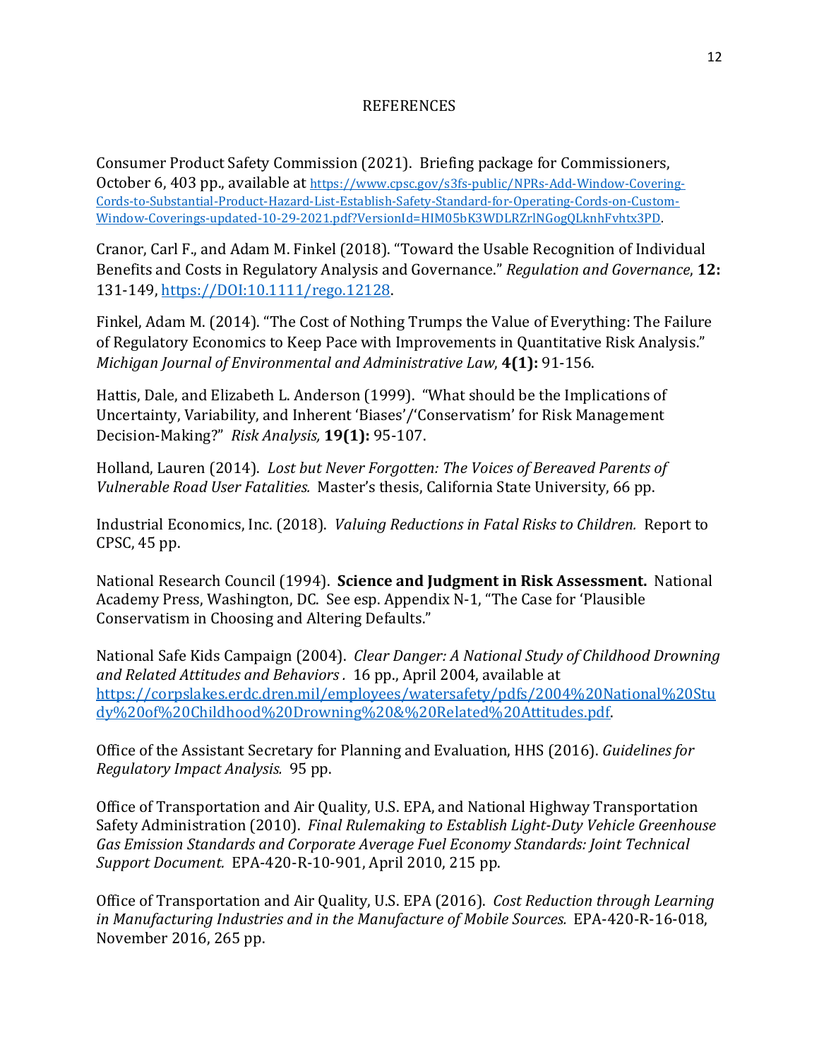# REFERENCES

Consumer Product Safety Commission (2021). Briefing package for Commissioners, October 6, 403 pp., available at https://www.cpsc.gov/s3fs-public/NPRs-Add-Window-Covering-Cords-to-Substantial-Product-Hazard-List-Establish-Safety-Standard-for-Operating-Cords-on-Custom-Window-Coverings-updated-10-29-2021.pdf?VersionId=HIM05bK3WDLRZrlNGogQLknhFvhtx3PD.

Cranor, Carl F., and Adam M. Finkel (2018). "Toward the Usable Recognition of Individual Benefits and Costs in Regulatory Analysis and Governance." *Regulation and Governance*, **12:** 131-149, https://DOI:10.1111/rego.12128.

Finkel, Adam M. (2014). "The Cost of Nothing Trumps the Value of Everything: The Failure of Regulatory Economics to Keep Pace with Improvements in Quantitative Risk Analysis." *Michigan Journal of Environmental and Administrative Law*, **4(1):** 91-156.

Hattis, Dale, and Elizabeth L. Anderson (1999). "What should be the Implications of Uncertainty, Variability, and Inherent 'Biases'/'Conservatism' for Risk Management Decision-Making?" *Risk Analysis,* **19(1):** 95-107.

Holland, Lauren (2014). *Lost but Never Forgotten: The Voices of Bereaved Parents of Vulnerable Road User Fatalities.* Master's thesis, California State University, 66 pp.

Industrial Economics, Inc. (2018). *Valuing Reductions in Fatal Risks to Children.* Report to CPSC, 45 pp.

National Research Council (1994). **Science and Judgment in Risk Assessment.** National Academy Press, Washington, DC. See esp. Appendix N-1, "The Case for 'Plausible Conservatism in Choosing and Altering Defaults."

National Safe Kids Campaign (2004). *Clear Danger: A National Study of Childhood Drowning and Related Attitudes and Behaviors .* 16 pp., April 2004, available at https://corpslakes.erdc.dren.mil/employees/watersafety/pdfs/2004%20National%20Study%20of%20Childhood%20Drowning%20&%20Related%20Attitudes.pdf.

Office of the Assistant Secretary for Planning and Evaluation, HHS (2016). *Guidelines for Regulatory Impact Analysis.* 95 pp.

Office of Transportation and Air Quality, U.S. EPA, and National Highway Transportation Safety Administration (2010). *Final Rulemaking to Establish Light-Duty Vehicle Greenhouse Gas Emission Standards and Corporate Average Fuel Economy Standards: Joint Technical Support Document.* EPA-420-R-10-901, April 2010, 215 pp.

Office of Transportation and Air Quality, U.S. EPA (2016). *Cost Reduction through Learning in Manufacturing Industries and in the Manufacture of Mobile Sources.* EPA-420-R-16-018, November 2016, 265 pp.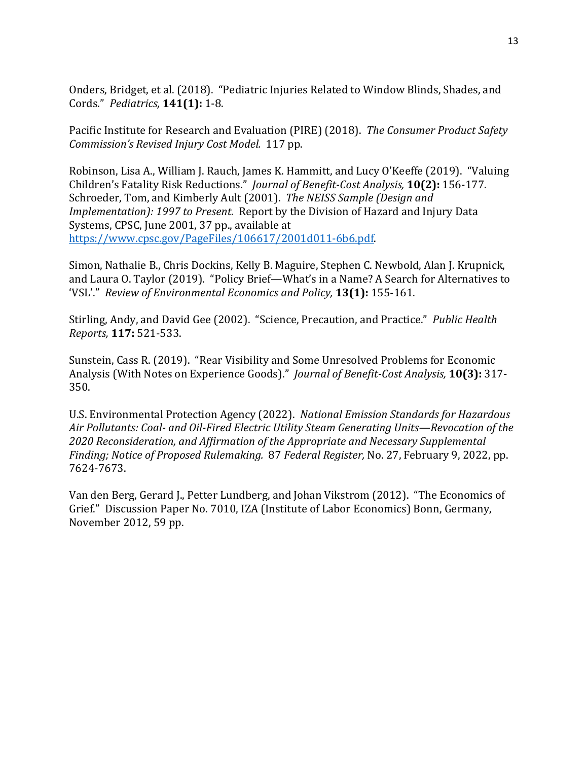Onders, Bridget, et al. (2018). "Pediatric Injuries Related to Window Blinds, Shades, and Cords." *Pediatrics,* **141(1):** 1-8.

Pacific Institute for Research and Evaluation (PIRE) (2018). *The Consumer Product Safety Commission's Revised Injury Cost Model.* 117 pp.

Robinson, Lisa A., William J. Rauch, James K. Hammitt, and Lucy O'Keeffe (2019). "Valuing Children's Fatality Risk Reductions." *Journal of Benefit-Cost Analysis,* **10(2):** 156-177.

Schroeder, Tom, and Kimberly Ault (2001). *The NEISS Sample (Design and Implementation): 1997 to Present.* Report by the Division of Hazard and Injury Data Systems, CPSC, June 2001, 37 pp., available at https://www.cpsc.gov/PageFiles/106617/2001d011-6b6.pdf.

Simon, Nathalie B., Chris Dockins, Kelly B. Maguire, Stephen C. Newbold, Alan J. Krupnick, and Laura O. Taylor (2019). "Policy Brief—What's in a Name? A Search for Alternatives to 'VSL'." *Review of Environmental Economics and Policy,* **13(1):** 155-161.

Stirling, Andy, and David Gee (2002). "Science, Precaution, and Practice." *Public Health Reports,* **117:** 521-533.

Sunstein, Cass R. (2019). "Rear Visibility and Some Unresolved Problems for Economic Analysis (With Notes on Experience Goods)." *Journal of Benefit-Cost Analysis,* **10(3):** 317-350.

U.S. Environmental Protection Agency (2022). *National Emission Standards for Hazardous Air Pollutants: Coal- and Oil-Fired Electric Utility Steam Generating Units—Revocation of the 2020 Reconsideration, and Affirmation of the Appropriate and Necessary Supplemental Finding; Notice of Proposed Rulemaking.* 87 *Federal Register,* No. 27, February 9, 2022, pp. 7624-7673.

Van den Berg, Gerard J., Petter Lundberg, and Johan Vikstrom (2012). "The Economics of Grief." Discussion Paper No. 7010, IZA (Institute of Labor Economics) Bonn, Germany, November 2012, 59 pp.